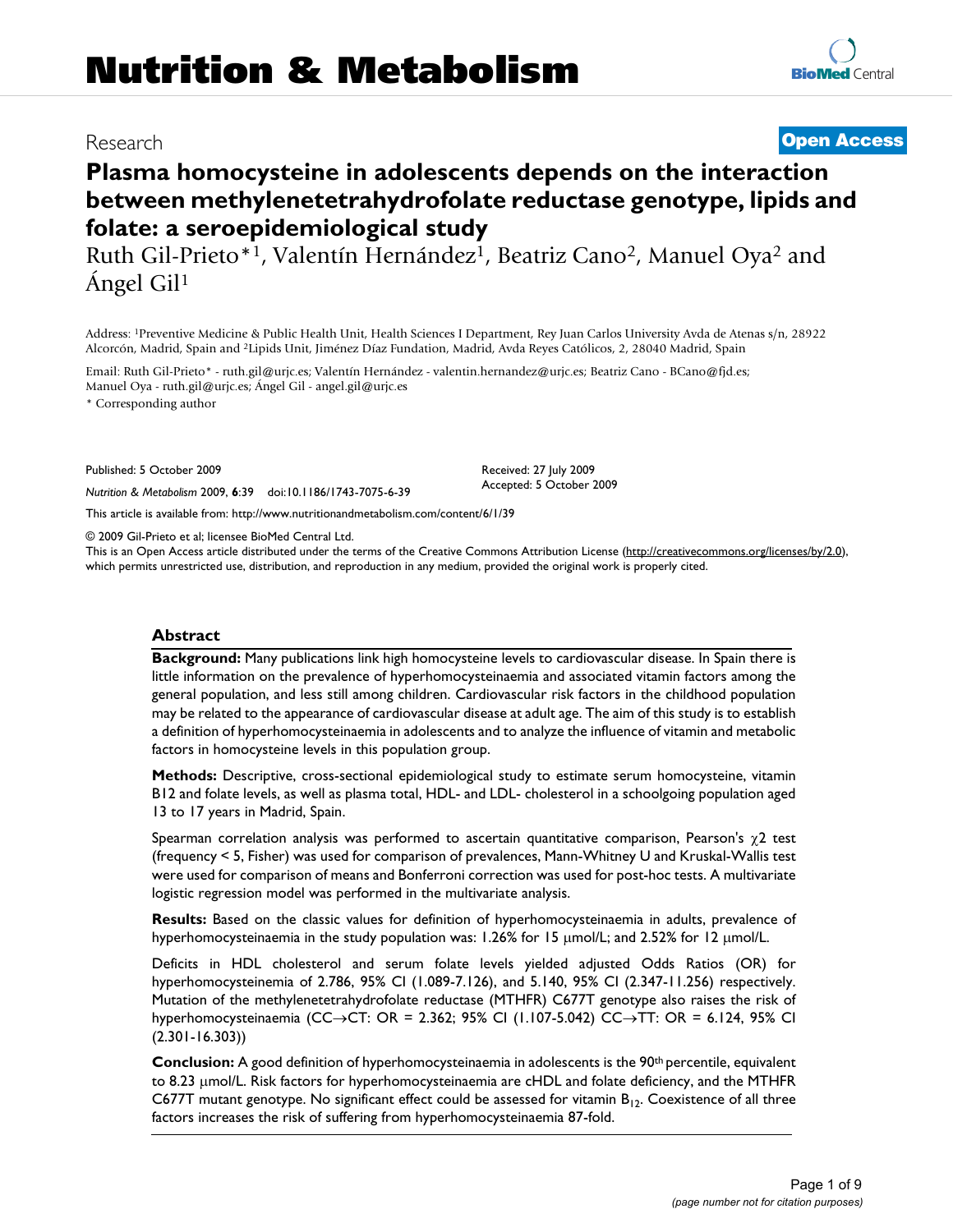# Nutrition & Metabolism

Research

**Open Access**

# Plasma homocysteine in adolescents depends on the interaction between methylenetetrahydrofolate reductase genotype, lipids and folate: a seroepidemiological study

Ruth Gil-Prieto*[1], Valentín Hernández[1], Beatriz Cano[2], Manuel Oya[2] and Ángel Gil[1]

Address: [1]Preventive Medicine & Public Health Unit, Health Sciences I Department, Rey Juan Carlos University Avda de Atenas s/n, 28922 Alcorcón, Madrid, Spain and [2]Lipids Unit, Jiménez Díaz Fundation, Madrid, Avda Reyes Católicos, 2, 28040 Madrid, Spain

Email: Ruth Gil-Prieto* - ruth.gil@urjc.es; Valentín Hernández - valentin.hernandez@urjc.es; Beatriz Cano - BCano@fjd.es; Manuel Oya - ruth.gil@urjc.es; Ángel Gil - angel.gil@urjc.es

* Corresponding author

Published: 5 October 2009

*Nutrition & Metabolism* 2009, **6**:39 doi:10.1186/1743-7075-6-39

Received: 27 July 2009
Accepted: 5 October 2009

This article is available from: http://www.nutritionandmetabolism.com/content/6/1/39

© 2009 Gil-Prieto et al; licensee BioMed Central Ltd.
This is an Open Access article distributed under the terms of the Creative Commons Attribution License (http://creativecommons.org/licenses/by/2.0), which permits unrestricted use, distribution, and reproduction in any medium, provided the original work is properly cited.

## Abstract

**Background:** Many publications link high homocysteine levels to cardiovascular disease. In Spain there is little information on the prevalence of hyperhomocysteinaemia and associated vitamin factors among the general population, and less still among children. Cardiovascular risk factors in the childhood population may be related to the appearance of cardiovascular disease at adult age. The aim of this study is to establish a definition of hyperhomocysteinaemia in adolescents and to analyze the influence of vitamin and metabolic factors in homocysteine levels in this population group.

**Methods:** Descriptive, cross-sectional epidemiological study to estimate serum homocysteine, vitamin B12 and folate levels, as well as plasma total, HDL- and LDL- cholesterol in a schoolgoing population aged 13 to 17 years in Madrid, Spain.

Spearman correlation analysis was performed to ascertain quantitative comparison, Pearson's $\chi 2$ test (frequency < 5, Fisher) was used for comparison of prevalences, Mann-Whitney U and Kruskal-Wallis test were used for comparison of means and Bonferroni correction was used for post-hoc tests. A multivariate logistic regression model was performed in the multivariate analysis.

**Results:** Based on the classic values for definition of hyperhomocysteinaemia in adults, prevalence of hyperhomocysteinaemia in the study population was: 1.26% for 15 μmol/L; and 2.52% for 12 μmol/L.

Deficits in HDL cholesterol and serum folate levels yielded adjusted Odds Ratios (OR) for hyperhomocysteinemia of 2.786, 95% CI (1.089-7.126), and 5.140, 95% CI (2.347-11.256) respectively. Mutation of the methylenetetrahydrofolate reductase (MTHFR) C677T genotype also raises the risk of hyperhomocysteinaemia (CC→CT: OR = 2.362; 95% CI (1.107-5.042) CC→TT: OR = 6.124, 95% CI (2.301-16.303))

**Conclusion:** A good definition of hyperhomocysteinaemia in adolescents is the 90th percentile, equivalent to 8.23 μmol/L. Risk factors for hyperhomocysteinaemia are cHDL and folate deficiency, and the MTHFR C677T mutant genotype. No significant effect could be assessed for vitamin $B_{12}$. Coexistence of all three factors increases the risk of suffering from hyperhomocysteinaemia 87-fold.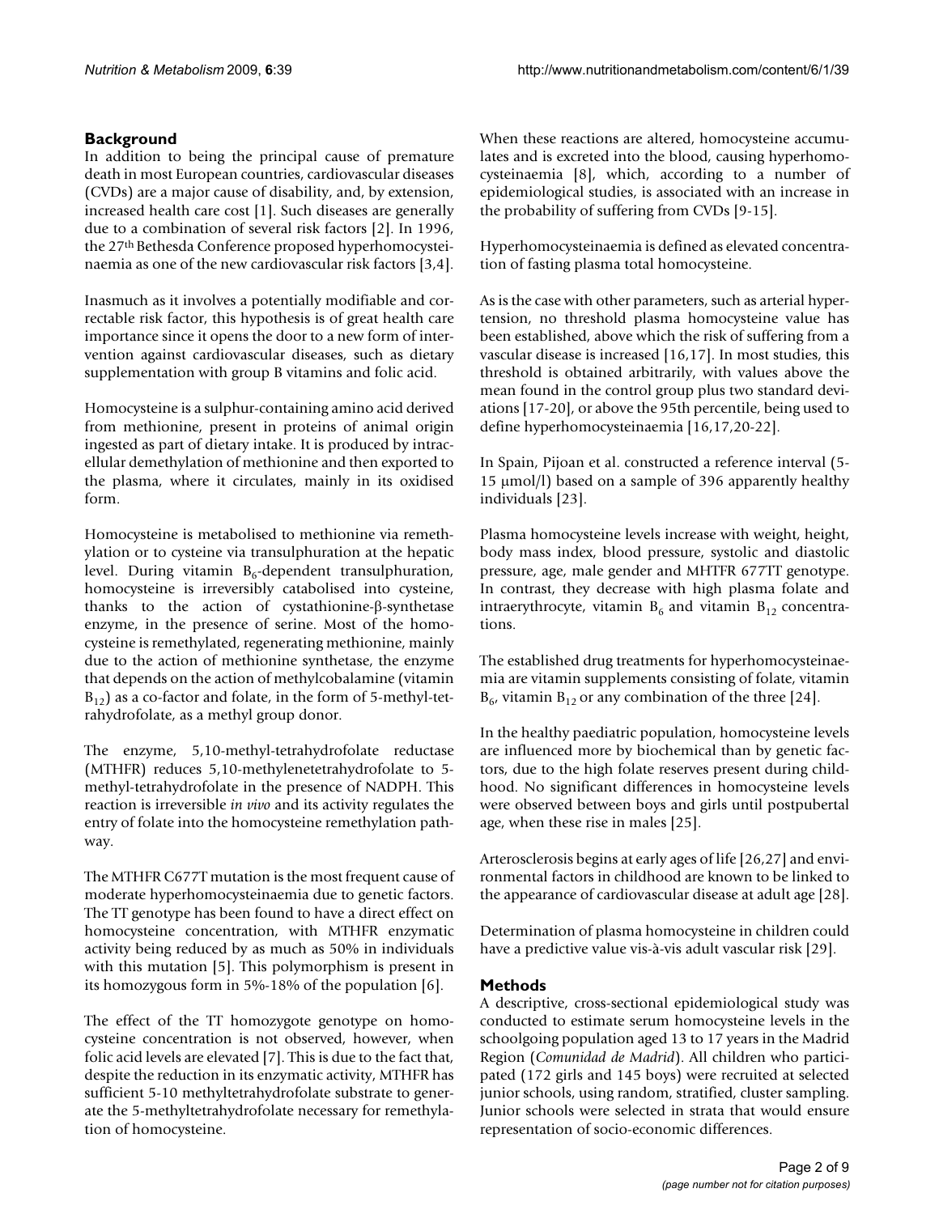## Background

In addition to being the principal cause of premature death in most European countries, cardiovascular diseases (CVDs) are a major cause of disability, and, by extension, increased health care cost [1]. Such diseases are generally due to a combination of several risk factors [2]. In 1996, the 27th Bethesda Conference proposed hyperhomocysteinaemia as one of the new cardiovascular risk factors [3,4].

Inasmuch as it involves a potentially modifiable and correctable risk factor, this hypothesis is of great health care importance since it opens the door to a new form of intervention against cardiovascular diseases, such as dietary supplementation with group B vitamins and folic acid.

Homocysteine is a sulphur-containing amino acid derived from methionine, present in proteins of animal origin ingested as part of dietary intake. It is produced by intracellular demethylation of methionine and then exported to the plasma, where it circulates, mainly in its oxidised form.

Homocysteine is metabolised to methionine via remethylation or to cysteine via transulphuration at the hepatic level. During vitamin $B_6$-dependent transulphuration, homocysteine is irreversibly catabolised into cysteine, thanks to the action of cystathionine-β-synthetase enzyme, in the presence of serine. Most of the homocysteine is remethylated, regenerating methionine, mainly due to the action of methionine synthetase, the enzyme that depends on the action of methylcobalamine (vitamin $B_{12}$) as a co-factor and folate, in the form of 5-methyl-tetrahydrofolate, as a methyl group donor.

The enzyme, 5,10-methyl-tetrahydrofolate reductase (MTHFR) reduces 5,10-methylenetetrahydrofolate to 5-methyl-tetrahydrofolate in the presence of NADPH. This reaction is irreversible *in vivo* and its activity regulates the entry of folate into the homocysteine remethylation pathway.

The MTHFR C677T mutation is the most frequent cause of moderate hyperhomocysteinaemia due to genetic factors. The TT genotype has been found to have a direct effect on homocysteine concentration, with MTHFR enzymatic activity being reduced by as much as 50% in individuals with this mutation [5]. This polymorphism is present in its homozygous form in 5%-18% of the population [6].

The effect of the TT homozygote genotype on homocysteine concentration is not observed, however, when folic acid levels are elevated [7]. This is due to the fact that, despite the reduction in its enzymatic activity, MTHFR has sufficient 5-10 methyltetrahydrofolate substrate to generate the 5-methyltetrahydrofolate necessary for remethylation of homocysteine.

When these reactions are altered, homocysteine accumulates and is excreted into the blood, causing hyperhomocysteinaemia [8], which, according to a number of epidemiological studies, is associated with an increase in the probability of suffering from CVDs [9-15].

Hyperhomocysteinaemia is defined as elevated concentration of fasting plasma total homocysteine.

As is the case with other parameters, such as arterial hypertension, no threshold plasma homocysteine value has been established, above which the risk of suffering from a vascular disease is increased [16,17]. In most studies, this threshold is obtained arbitrarily, with values above the mean found in the control group plus two standard deviations [17-20], or above the 95th percentile, being used to define hyperhomocysteinaemia [16,17,20-22].

In Spain, Pijoan et al. constructed a reference interval (5-15 μmol/l) based on a sample of 396 apparently healthy individuals [23].

Plasma homocysteine levels increase with weight, height, body mass index, blood pressure, systolic and diastolic pressure, age, male gender and MHTFR 677TT genotype. In contrast, they decrease with high plasma folate and intraerythrocyte, vitamin $B_6$ and vitamin $B_{12}$ concentrations.

The established drug treatments for hyperhomocysteinaemia are vitamin supplements consisting of folate, vitamin $B_6$, vitamin $B_{12}$ or any combination of the three [24].

In the healthy paediatric population, homocysteine levels are influenced more by biochemical than by genetic factors, due to the high folate reserves present during childhood. No significant differences in homocysteine levels were observed between boys and girls until postpubertal age, when these rise in males [25].

Arterosclerosis begins at early ages of life [26,27] and environmental factors in childhood are known to be linked to the appearance of cardiovascular disease at adult age [28].

Determination of plasma homocysteine in children could have a predictive value vis-à-vis adult vascular risk [29].

## Methods

A descriptive, cross-sectional epidemiological study was conducted to estimate serum homocysteine levels in the schoolgoing population aged 13 to 17 years in the Madrid Region (*Comunidad de Madrid*). All children who participated (172 girls and 145 boys) were recruited at selected junior schools, using random, stratified, cluster sampling. Junior schools were selected in strata that would ensure representation of socio-economic differences.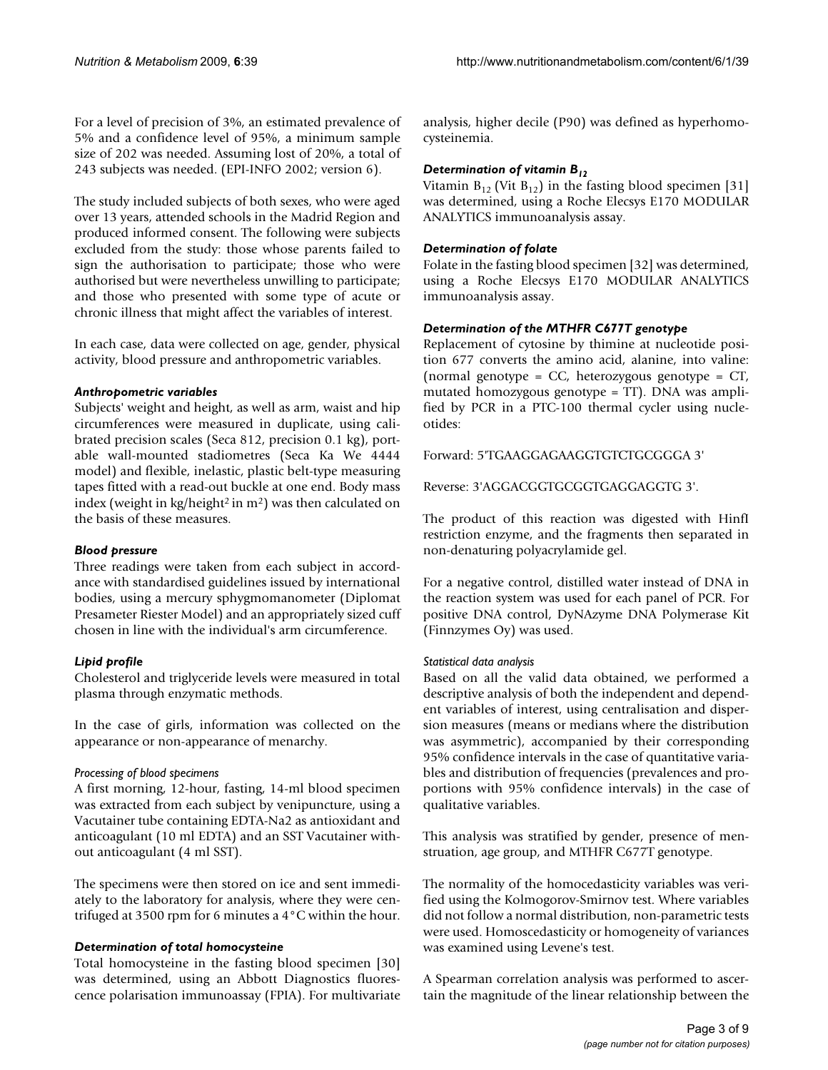For a level of precision of 3%, an estimated prevalence of 5% and a confidence level of 95%, a minimum sample size of 202 was needed. Assuming lost of 20%, a total of 243 subjects was needed. (EPI-INFO 2002; version 6).

The study included subjects of both sexes, who were aged over 13 years, attended schools in the Madrid Region and produced informed consent. The following were subjects excluded from the study: those whose parents failed to sign the authorisation to participate; those who were authorised but were nevertheless unwilling to participate; and those who presented with some type of acute or chronic illness that might affect the variables of interest.

In each case, data were collected on age, gender, physical activity, blood pressure and anthropometric variables.

### *Anthropometric variables*

Subjects' weight and height, as well as arm, waist and hip circumferences were measured in duplicate, using calibrated precision scales (Seca 812, precision 0.1 kg), portable wall-mounted stadiometres (Seca Ka We 4444 model) and flexible, inelastic, plastic belt-type measuring tapes fitted with a read-out buckle at one end. Body mass index (weight in kg/height$^2$ in m$^2$) was then calculated on the basis of these measures.

### *Blood pressure*

Three readings were taken from each subject in accordance with standardised guidelines issued by international bodies, using a mercury sphygmomanometer (Diplomat Presameter Riester Model) and an appropriately sized cuff chosen in line with the individual's arm circumference.

### *Lipid profile*

Cholesterol and triglyceride levels were measured in total plasma through enzymatic methods.

In the case of girls, information was collected on the appearance or non-appearance of menarchy.

#### *Processing of blood specimens*

A first morning, 12-hour, fasting, 14-ml blood specimen was extracted from each subject by venipuncture, using a Vacutainer tube containing EDTA-Na2 as antioxidant and anticoagulant (10 ml EDTA) and an SST Vacutainer without anticoagulant (4 ml SST).

The specimens were then stored on ice and sent immediately to the laboratory for analysis, where they were centrifuged at 3500 rpm for 6 minutes a 4°C within the hour.

### *Determination of total homocysteine*

Total homocysteine in the fasting blood specimen [30] was determined, using an Abbott Diagnostics fluorescence polarisation immunoassay (FPIA). For multivariate analysis, higher decile (P90) was defined as hyperhomocysteinemia.

### *Determination of vitamin $B_{12}$*

Vitamin $B_{12}$ (Vit $B_{12}$) in the fasting blood specimen [31] was determined, using a Roche Elecsys E170 MODULAR ANALYTICS immunoanalysis assay.

### *Determination of folate*

Folate in the fasting blood specimen [32] was determined, using a Roche Elecsys E170 MODULAR ANALYTICS immunoanalysis assay.

### *Determination of the MTHFR C677T genotype*

Replacement of cytosine by thimine at nucleotide position 677 converts the amino acid, alanine, into valine: (normal genotype = CC, heterozygous genotype = CT, mutated homozygous genotype = TT). DNA was amplified by PCR in a PTC-100 thermal cycler using nucleotides:

Forward: 5'TGAAGGAGAAGGTGTCTGCGGGA 3'

Reverse: 3'AGGACGGTGCGGTGAGGAGGTG 3'.

The product of this reaction was digested with HinfI restriction enzyme, and the fragments then separated in non-denaturing polyacrylamide gel.

For a negative control, distilled water instead of DNA in the reaction system was used for each panel of PCR. For positive DNA control, DyNAzyme DNA Polymerase Kit (Finnzymes Oy) was used.

#### *Statistical data analysis*

Based on all the valid data obtained, we performed a descriptive analysis of both the independent and dependent variables of interest, using centralisation and dispersion measures (means or medians where the distribution was asymmetric), accompanied by their corresponding 95% confidence intervals in the case of quantitative variables and distribution of frequencies (prevalences and proportions with 95% confidence intervals) in the case of qualitative variables.

This analysis was stratified by gender, presence of menstruation, age group, and MTHFR C677T genotype.

The normality of the homocedasticity variables was verified using the Kolmogorov-Smirnov test. Where variables did not follow a normal distribution, non-parametric tests were used. Homoscedasticity or homogeneity of variances was examined using Levene's test.

A Spearman correlation analysis was performed to ascertain the magnitude of the linear relationship between the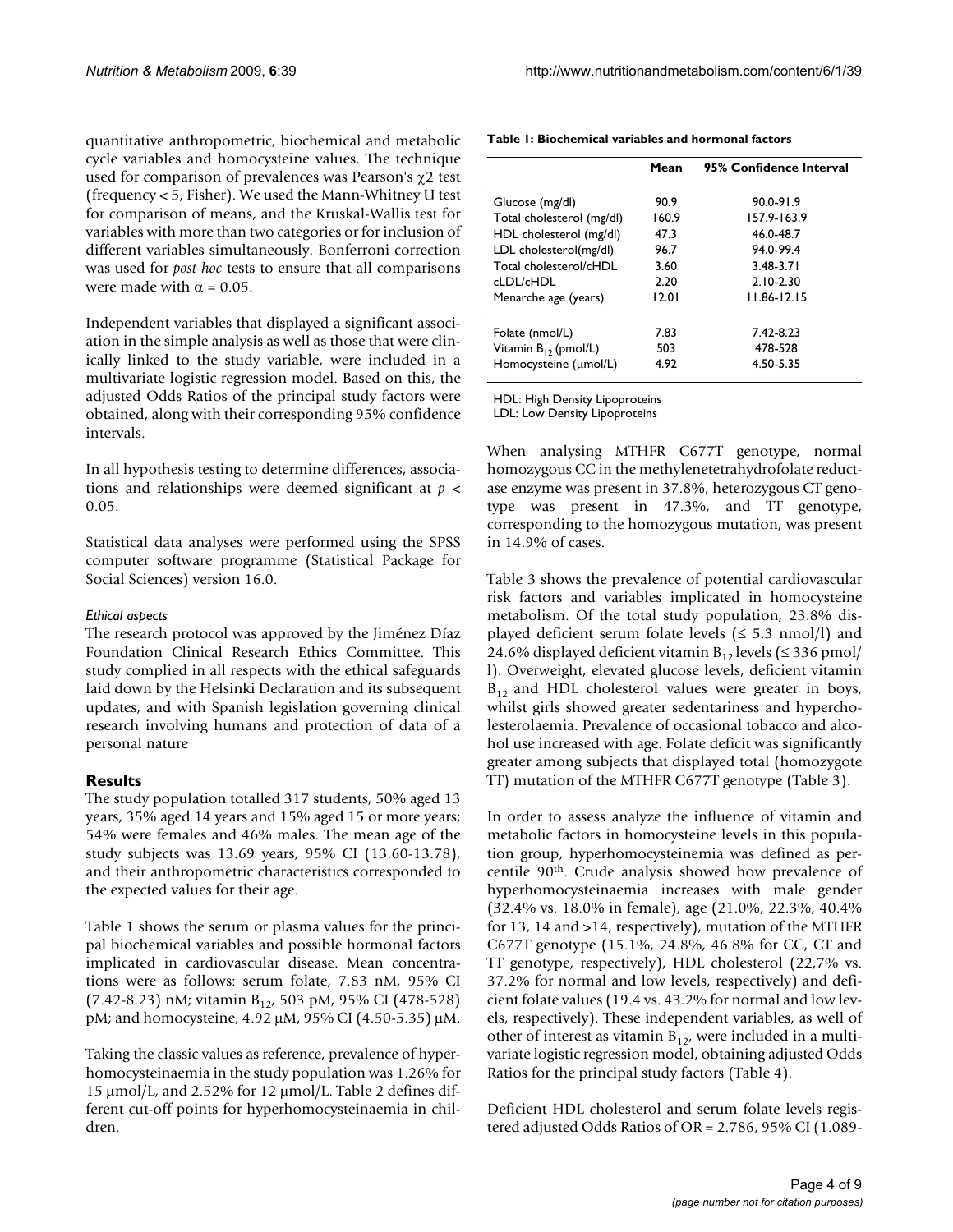quantitative anthropometric, biochemical and metabolic cycle variables and homocysteine values. The technique used for comparison of prevalences was Pearson's $\chi 2$ test (frequency < 5, Fisher). We used the Mann-Whitney U test for comparison of means, and the Kruskal-Wallis test for variables with more than two categories or for inclusion of different variables simultaneously. Bonferroni correction was used for *post-hoc* tests to ensure that all comparisons were made with $\alpha = 0.05$.

Independent variables that displayed a significant association in the simple analysis as well as those that were clinically linked to the study variable, were included in a multivariate logistic regression model. Based on this, the adjusted Odds Ratios of the principal study factors were obtained, along with their corresponding 95% confidence intervals.

In all hypothesis testing to determine differences, associations and relationships were deemed significant at $p < 0.05$.

Statistical data analyses were performed using the SPSS computer software programme (Statistical Package for Social Sciences) version 16.0.

### *Ethical aspects*

The research protocol was approved by the Jiménez Díaz Foundation Clinical Research Ethics Committee. This study complied in all respects with the ethical safeguards laid down by the Helsinki Declaration and its subsequent updates, and with Spanish legislation governing clinical research involving humans and protection of data of a personal nature

## Results

The study population totalled 317 students, 50% aged 13 years, 35% aged 14 years and 15% aged 15 or more years; 54% were females and 46% males. The mean age of the study subjects was 13.69 years, 95% CI (13.60-13.78), and their anthropometric characteristics corresponded to the expected values for their age.

Table 1 shows the serum or plasma values for the principal biochemical variables and possible hormonal factors implicated in cardiovascular disease. Mean concentrations were as follows: serum folate, 7.83 nM, 95% CI (7.42-8.23) nM; vitamin $B_{12}$, 503 pM, 95% CI (478-528) pM; and homocysteine, 4.92 μM, 95% CI (4.50-5.35) μM.

Taking the classic values as reference, prevalence of hyperhomocysteinaemia in the study population was 1.26% for 15 μmol/L, and 2.52% for 12 μmol/L. Table 2 defines different cut-off points for hyperhomocysteinaemia in children.

**Table 1: Biochemical variables and hormonal factors**

| | Mean | 95% Confidence Interval |
|---|---|---|
| Glucose (mg/dl) | 90.9 | 90.0-91.9 |
| Total cholesterol (mg/dl) | 160.9 | 157.9-163.9 |
| HDL cholesterol (mg/dl) | 47.3 | 46.0-48.7 |
| LDL cholesterol(mg/dl) | 96.7 | 94.0-99.4 |
| Total cholesterol/cHDL | 3.60 | 3.48-3.71 |
| cLDL/cHDL | 2.20 | 2.10-2.30 |
| Menarche age (years) | 12.01 | 11.86-12.15 |
| Folate (nmol/L) | 7.83 | 7.42-8.23 |
| Vitamin $B_{12}$ (pmol/L) | 503 | 478-528 |
| Homocysteine (μmol/L) | 4.92 | 4.50-5.35 |

HDL: High Density Lipoproteins
LDL: Low Density Lipoproteins

When analysing MTHFR C677T genotype, normal homozygous CC in the methylenetetrahydrofolate reductase enzyme was present in 37.8%, heterozygous CT genotype was present in 47.3%, and TT genotype, corresponding to the homozygous mutation, was present in 14.9% of cases.

Table 3 shows the prevalence of potential cardiovascular risk factors and variables implicated in homocysteine metabolism. Of the total study population, 23.8% displayed deficient serum folate levels (≤ 5.3 nmol/l) and 24.6% displayed deficient vitamin $B_{12}$ levels (≤ 336 pmol/l). Overweight, elevated glucose levels, deficient vitamin $B_{12}$ and HDL cholesterol values were greater in boys, whilst girls showed greater sedentariness and hypercholesterolaemia. Prevalence of occasional tobacco and alcohol use increased with age. Folate deficit was significantly greater among subjects that displayed total (homozygote TT) mutation of the MTHFR C677T genotype (Table 3).

In order to assess analyze the influence of vitamin and metabolic factors in homocysteine levels in this population group, hyperhomocysteinemia was defined as percentile 90th. Crude analysis showed how prevalence of hyperhomocysteinaemia increases with male gender (32.4% vs. 18.0% in female), age (21.0%, 22.3%, 40.4% for 13, 14 and >14, respectively), mutation of the MTHFR C677T genotype (15.1%, 24.8%, 46.8% for CC, CT and TT genotype, respectively), HDL cholesterol (22,7% vs. 37.2% for normal and low levels, respectively) and deficient folate values (19.4 vs. 43.2% for normal and low levels, respectively). These independent variables, as well of other of interest as vitamin $B_{12}$, were included in a multivariate logistic regression model, obtaining adjusted Odds Ratios for the principal study factors (Table 4).

Deficient HDL cholesterol and serum folate levels registered adjusted Odds Ratios of OR = 2.786, 95% CI (1.089-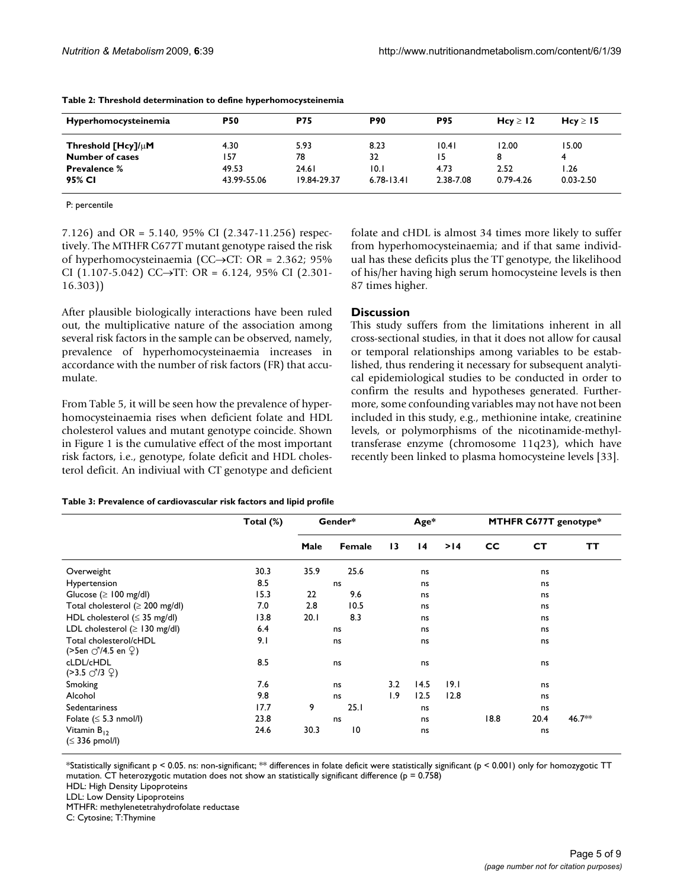**Table 2: Threshold determination to define hyperhomocysteinemia**

| Hyperhomocysteinemia | P50 | P75 | P90 | P95 | Hcy ≥ 12 | Hcy ≥ 15 |
|---|---|---|---|---|---|---|
| **Threshold [Hcy]/μM** | 4.30 | 5.93 | 8.23 | 10.41 | 12.00 | 15.00 |
| **Number of cases** | 157 | 78 | 32 | 15 | 8 | 4 |
| **Prevalence %** | 49.53 | 24.61 | 10.1 | 4.73 | 2.52 | 1.26 |
| **95% CI** | 43.99-55.06 | 19.84-29.37 | 6.78-13.41 | 2.38-7.08 | 0.79-4.26 | 0.03-2.50 |

P: percentile

7.126) and OR = 5.140, 95% CI (2.347-11.256) respectively. The MTHFR C677T mutant genotype raised the risk of hyperhomocysteinaemia (CC→CT: OR = 2.362; 95% CI (1.107-5.042) CC→TT: OR = 6.124, 95% CI (2.301-16.303))

After plausible biologically interactions have been ruled out, the multiplicative nature of the association among several risk factors in the sample can be observed, namely, prevalence of hyperhomocysteinaemia increases in accordance with the number of risk factors (FR) that accumulate.

From Table 5, it will be seen how the prevalence of hyperhomocysteinaemia rises when deficient folate and HDL cholesterol values and mutant genotype coincide. Shown in Figure 1 is the cumulative effect of the most important risk factors, i.e., genotype, folate deficit and HDL cholesterol deficit. An indiviual with CT genotype and deficient folate and cHDL is almost 34 times more likely to suffer from hyperhomocysteinaemia; and if that same individual has these deficits plus the TT genotype, the likelihood of his/her having high serum homocysteine levels is then 87 times higher.

## Discussion

This study suffers from the limitations inherent in all cross-sectional studies, in that it does not allow for causal or temporal relationships among variables to be established, thus rendering it necessary for subsequent analytical epidemiological studies to be conducted in order to confirm the results and hypotheses generated. Furthermore, some confounding variables may not have not been included in this study, e.g., methionine intake, creatinine levels, or polymorphisms of the nicotinamide-methyltransferase enzyme (chromosome 11q23), which have recently been linked to plasma homocysteine levels [33].

**Table 3: Prevalence of cardiovascular risk factors and lipid profile**

| | Total (%) | Gender* | | Age* | | | MTHFR C677T genotype* | | |
|---|---|---|---|---|---|---|---|---|---|
| | | **Male** | **Female** | **13** | **14** | **>14** | **CC** | **CT** | **TT** |
| Overweight | 30.3 | 35.9 | 25.6 | | ns | | | ns | |
| Hypertension | 8.5 | ns | | | ns | | | ns | |
| Glucose (≥ 100 mg/dl) | 15.3 | 22 | 9.6 | | ns | | | ns | |
| Total cholesterol (≥ 200 mg/dl) | 7.0 | 2.8 | 10.5 | | ns | | | ns | |
| HDL cholesterol (≤ 35 mg/dl) | 13.8 | 20.1 | 8.3 | | ns | | | ns | |
| LDL cholesterol (≥ 130 mg/dl) | 6.4 | ns | | | ns | | | ns | |
| Total cholesterol/cHDL (>5en ♂/4.5 en ♀) | 9.1 | ns | | | ns | | | ns | |
| cLDL/cHDL (>3.5 ♂/3 ♀) | 8.5 | ns | | | ns | | | ns | |
| Smoking | 7.6 | ns | | 3.2 | 14.5 | 19.1 | | ns | |
| Alcohol | 9.8 | ns | | 1.9 | 12.5 | 12.8 | | ns | |
| Sedentariness | 17.7 | 9 | 25.1 | | ns | | | ns | |
| Folate (≤ 5.3 nmol/l) | 23.8 | ns | | | ns | | 18.8 | 20.4 | 46.7** |
| Vitamin $B_{12}$ (≤ 336 pmol/l) | 24.6 | 30.3 | 10 | | ns | | | ns | |

*Statistically significant $p < 0.05$. ns: non-significant; ** differences in folate deficit were statistically significant ($p < 0.001$) only for homozygotic TT mutation. CT heterozygotic mutation does not show an statistically significant difference ($p = 0.758$)

HDL: High Density Lipoproteins

LDL: Low Density Lipoproteins

MTHFR: methylenetetrahydrofolate reductase

C: Cytosine; T:Thymine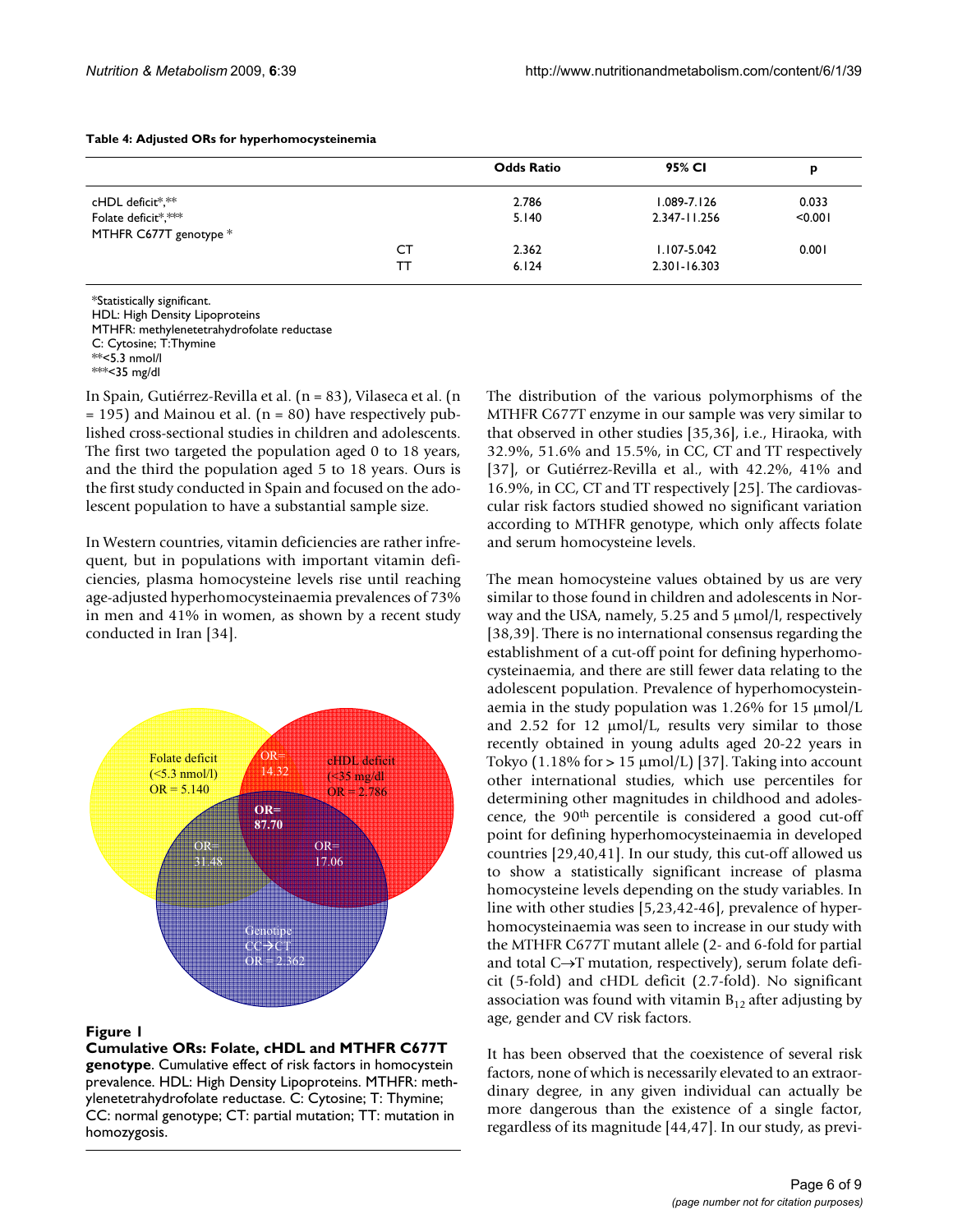**Table 4: Adjusted ORs for hyperhomocysteinemia**

| | | Odds Ratio | 95% CI | p |
|---|---|---|---|---|
| cHDL deficit*,** | | 2.786 | 1.089-7.126 | 0.033 |
| Folate deficit*,*** | | 5.140 | 2.347-11.256 | <0.001 |
| MTHFR C677T genotype * | | | | |
| | CT | 2.362 | 1.107-5.042 | 0.001 |
| | TT | 6.124 | 2.301-16.303 | |

*Statistically significant.
HDL: High Density Lipoproteins
MTHFR: methylenetetrahydrofolate reductase
C: Cytosine; T:Thymine
**<5.3 nmol/l
***<35 mg/dl

In Spain, Gutiérrez-Revilla et al. (n = 83), Vilaseca et al. (n = 195) and Mainou et al. (n = 80) have respectively published cross-sectional studies in children and adolescents. The first two targeted the population aged 0 to 18 years, and the third the population aged 5 to 18 years. Ours is the first study conducted in Spain and focused on the adolescent population to have a substantial sample size.

In Western countries, vitamin deficiencies are rather infrequent, but in populations with important vitamin deficiencies, plasma homocysteine levels rise until reaching age-adjusted hyperhomocysteinaemia prevalences of 73% in men and 41% in women, as shown by a recent study conducted in Iran [34].

**Figure 1**
**Cumulative ORs: Folate, cHDL and MTHFR C677T genotype**. Cumulative effect of risk factors in homocystein prevalence. HDL: High Density Lipoproteins. MTHFR: methylenetetrahydrofolate reductase. C: Cytosine; T: Thymine; CC: normal genotype; CT: partial mutation; TT: mutation in homozygosis.

The distribution of the various polymorphisms of the MTHFR C677T enzyme in our sample was very similar to that observed in other studies [35,36], i.e., Hiraoka, with 32.9%, 51.6% and 15.5%, in CC, CT and TT respectively [37], or Gutiérrez-Revilla et al., with 42.2%, 41% and 16.9%, in CC, CT and TT respectively [25]. The cardiovascular risk factors studied showed no significant variation according to MTHFR genotype, which only affects folate and serum homocysteine levels.

The mean homocysteine values obtained by us are very similar to those found in children and adolescents in Norway and the USA, namely, 5.25 and 5 μmol/l, respectively [38,39]. There is no international consensus regarding the establishment of a cut-off point for defining hyperhomocysteinaemia, and there are still fewer data relating to the adolescent population. Prevalence of hyperhomocysteinaemia in the study population was 1.26% for 15 μmol/L and 2.52 for 12 μmol/L, results very similar to those recently obtained in young adults aged 20-22 years in Tokyo (1.18% for > 15 μmol/L) [37]. Taking into account other international studies, which use percentiles for determining other magnitudes in childhood and adolescence, the 90th percentile is considered a good cut-off point for defining hyperhomocysteinaemia in developed countries [29,40,41]. In our study, this cut-off allowed us to show a statistically significant increase of plasma homocysteine levels depending on the study variables. In line with other studies [5,23,42-46], prevalence of hyperhomocysteinaemia was seen to increase in our study with the MTHFR C677T mutant allele (2- and 6-fold for partial and total C→T mutation, respectively), serum folate deficit (5-fold) and cHDL deficit (2.7-fold). No significant association was found with vitamin $B_{12}$ after adjusting by age, gender and CV risk factors.

It has been observed that the coexistence of several risk factors, none of which is necessarily elevated to an extraordinary degree, in any given individual can actually be more dangerous than the existence of a single factor, regardless of its magnitude [44,47]. In our study, as previ-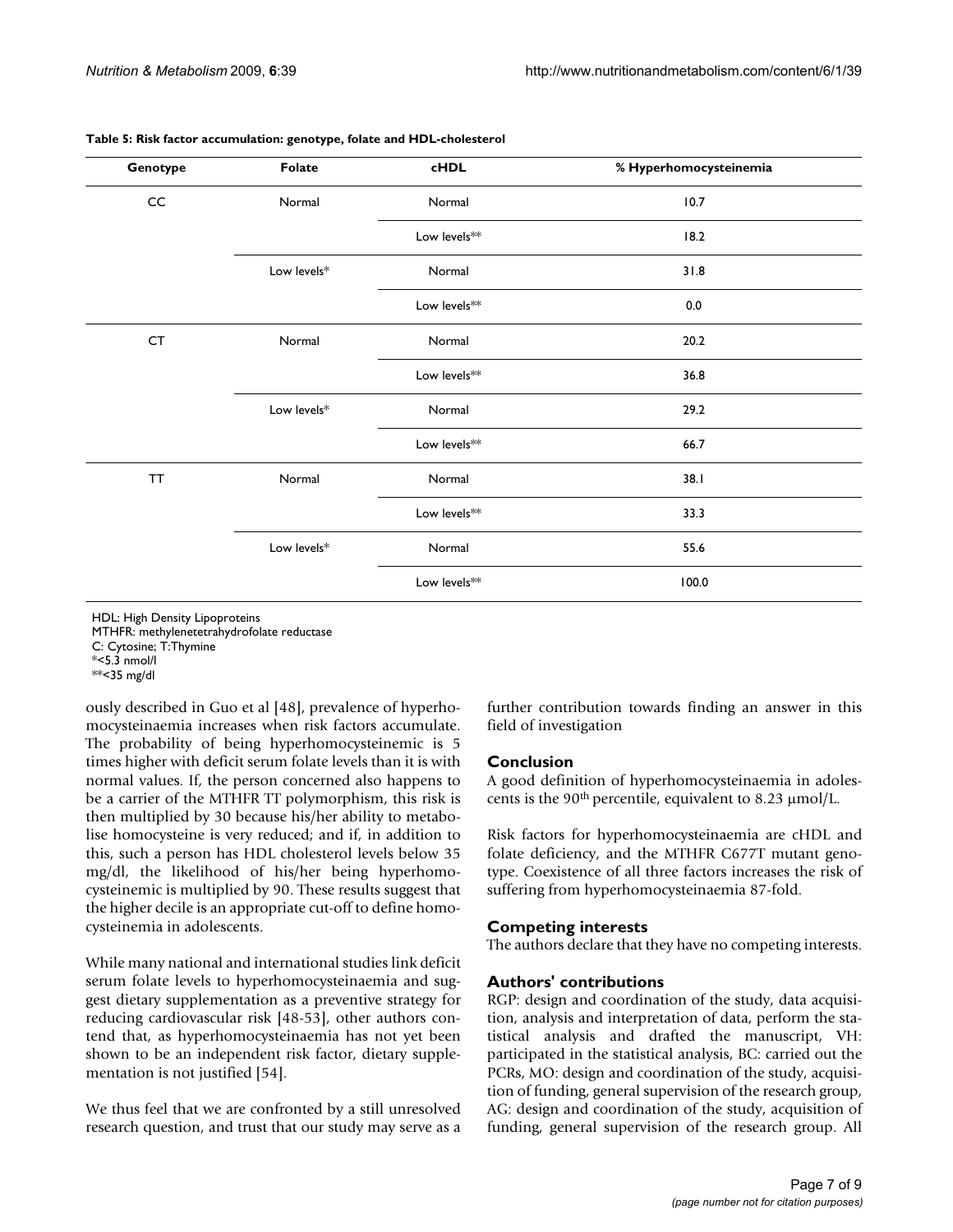**Table 5: Risk factor accumulation: genotype, folate and HDL-cholesterol**

| Genotype | Folate | cHDL | % Hyperhomocysteinemia |
|---|---|---|---|
| CC | Normal | Normal | 10.7 |
| | | Low levels** | 18.2 |
| | Low levels* | Normal | 31.8 |
| | | Low levels** | 0.0 |
| CT | Normal | Normal | 20.2 |
| | | Low levels** | 36.8 |
| | Low levels* | Normal | 29.2 |
| | | Low levels** | 66.7 |
| TT | Normal | Normal | 38.1 |
| | | Low levels** | 33.3 |
| | Low levels* | Normal | 55.6 |
| | | Low levels** | 100.0 |

HDL: High Density Lipoproteins
MTHFR: methylenetetrahydrofolate reductase
C: Cytosine; T:Thymine
*<5.3 nmol/l
**<35 mg/dl

ously described in Guo et al [48], prevalence of hyperhomocysteinaemia increases when risk factors accumulate. The probability of being hyperhomocysteinemic is 5 times higher with deficit serum folate levels than it is with normal values. If, the person concerned also happens to be a carrier of the MTHFR TT polymorphism, this risk is then multiplied by 30 because his/her ability to metabolise homocysteine is very reduced; and if, in addition to this, such a person has HDL cholesterol levels below 35 mg/dl, the likelihood of his/her being hyperhomocysteinemic is multiplied by 90. These results suggest that the higher decile is an appropriate cut-off to define homocysteinemia in adolescents.

While many national and international studies link deficit serum folate levels to hyperhomocysteinaemia and suggest dietary supplementation as a preventive strategy for reducing cardiovascular risk [48-53], other authors contend that, as hyperhomocysteinaemia has not yet been shown to be an independent risk factor, dietary supplementation is not justified [54].

We thus feel that we are confronted by a still unresolved research question, and trust that our study may serve as a further contribution towards finding an answer in this field of investigation

## Conclusion

A good definition of hyperhomocysteinaemia in adolescents is the 90th percentile, equivalent to 8.23 μmol/L.

Risk factors for hyperhomocysteinaemia are cHDL and folate deficiency, and the MTHFR C677T mutant genotype. Coexistence of all three factors increases the risk of suffering from hyperhomocysteinaemia 87-fold.

## Competing interests

The authors declare that they have no competing interests.

## Authors' contributions

RGP: design and coordination of the study, data acquisition, analysis and interpretation of data, perform the statistical analysis and drafted the manuscript, VH: participated in the statistical analysis, BC: carried out the PCRs, MO: design and coordination of the study, acquisition of funding, general supervision of the research group, AG: design and coordination of the study, acquisition of funding, general supervision of the research group. All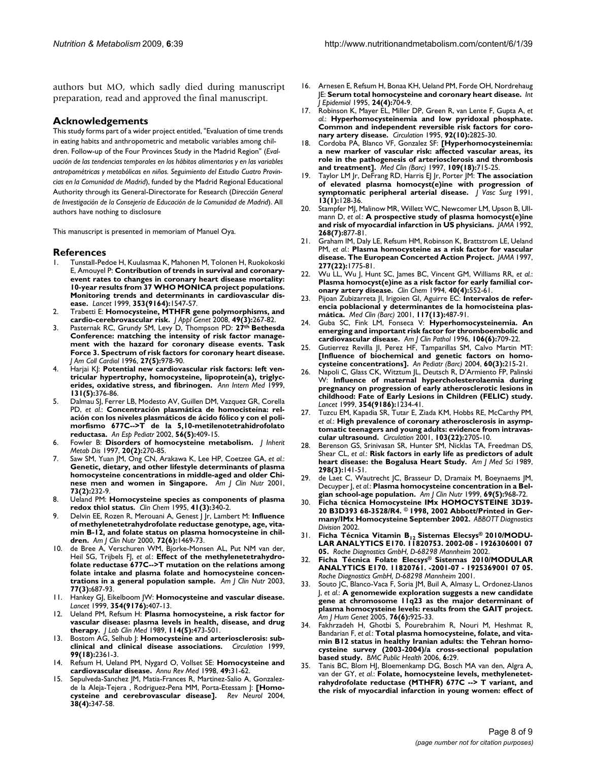authors but MO, which sadly died during manuscript preparation, read and approved the final manuscript.

## Acknowledgements

This study forms part of a wider project entitled, "Evaluation of time trends in eating habits and anthropometric and metabolic variables among children. Follow-up of the Four Provinces Study in the Madrid Region" (*Evaluación de las tendencias temporales en los hábitos alimentarios y en las variables antropométricas y metabólicas en niños. Seguimiento del Estudio Cuatro Provincias en la Comunidad de Madrid*), funded by the Madrid Regional Educational Authority through its General-Directorate for Research (*Dirección General de Investigación de la Consejería de Educación de la Comunidad de Madrid*). All authors have nothing to disclosure

This manuscript is presented in memoriam of Manuel Oya.

## References

1. Tunstall-Pedoe H, Kuulasmaa K, Mahonen M, Tolonen H, Ruokokoski E, Amouyel P: **Contribution of trends in survival and coronary-event rates to changes in coronary heart disease mortality: 10-year results from 37 WHO MONICA project populations. Monitoring trends and determinants in cardiovascular disease.** *Lancet* 1999, **353(9164):**1547-57.
2. Trabetti E: **Homocysteine, MTHFR gene polymorphisms, and cardio-cerebrovascular risk.** *J Appl Genet* 2008, **49(3):**267-82.
3. Pasternak RC, Grundy SM, Levy D, Thompson PD: **27th Bethesda Conference: matching the intensity of risk factor management with the hazard for coronary disease events. Task Force 3. Spectrum of risk factors for coronary heart disease.** *J Am Coll Cardiol* 1996, **27(5):**978-90.
4. Harjai KJ: **Potential new cardiovascular risk factors: left ventricular hypertrophy, homocysteine, lipoprotein(a), triglycerides, oxidative stress, and fibrinogen.** *Ann Intern Med* 1999, **131(5):**376-86.
5. Dalmau SJ, Ferrer LB, Modesto AV, Guillen DM, Vazquez GR, Corella PD, *et al.*: **Concentración plasmática de homocisteína: relación con los niveles plasmáticos de ácido fólico y con el polimorfismo 677C-->T de la 5,10-metilenotetrahidrofolato reductasa.** *An Esp Pediatr* 2002, **56(5):**409-15.
6. Fowler B: **Disorders of homocysteine metabolism.** *J Inherit Metab Dis* 1997, **20(2):**270-85.
7. Saw SM, Yuan JM, Ong CN, Arakawa K, Lee HP, Coetzee GA, *et al.*: **Genetic, dietary, and other lifestyle determinants of plasma homocysteine concentrations in middle-aged and older Chinese men and women in Singapore.** *Am J Clin Nutr* 2001, **73(2):**232-9.
8. Ueland PM: **Homocysteine species as components of plasma redox thiol status.** *Clin Chem* 1995, **41(3):**340-2.
9. Delvin EE, Rozen R, Merouani A, Genest J Jr, Lambert M: **Influence of methylenetetrahydrofolate reductase genotype, age, vitamin B-12, and folate status on plasma homocysteine in children.** *Am J Clin Nutr* 2000, **72(6):**1469-73.
10. de Bree A, Verschuren WM, Bjorke-Monsen AL, Put NM van der, Heil SG, Trijbels FJ, *et al.*: **Effect of the methylenetetrahydrofolate reductase 677C-->T mutation on the relations among folate intake and plasma folate and homocysteine concentrations in a general population sample.** *Am J Clin Nutr* 2003, **77(3):**687-93.
11. Hankey GJ, Eikelboom JW: **Homocysteine and vascular disease.** *Lancet* 1999, **354(9176):**407-13.
12. Ueland PM, Refsum H: **Plasma homocysteine, a risk factor for vascular disease: plasma levels in health, disease, and drug therapy.** *J Lab Clin Med* 1989, **114(5):**473-501.
13. Bostom AG, Selhub J: **Homocysteine and arteriosclerosis: subclinical and clinical disease associations.** *Circulation* 1999, **99(18):**2361-3.
14. Refsum H, Ueland PM, Nygard O, Vollset SE: **Homocysteine and cardiovascular disease.** *Annu Rev Med* 1998, **49:**31-62.
15. Sepulveda-Sanchez JM, Matia-Frances R, Martinez-Salio A, Gonzalez-de la Aleja-Tejera , Rodriguez-Pena MM, Porta-Etessam J: **[Homocysteine and cerebrovascular disease].** *Rev Neurol* 2004, **38(4):**347-58.
16. Arnesen E, Refsum H, Bonaa KH, Ueland PM, Forde OH, Nordrehaug JE: **Serum total homocysteine and coronary heart disease.** *Int J Epidemiol* 1995, **24(4):**704-9.
17. Robinson K, Mayer EL, Miller DP, Green R, van Lente F, Gupta A, *et al.*: **Hyperhomocysteinemia and low pyridoxal phosphate. Common and independent reversible risk factors for coronary artery disease.** *Circulation* 1995, **92(10):**2825-30.
18. Cordoba PA, Blanco VF, Gonzalez SF: **[Hyperhomocysteinemia: a new marker of vascular risk: affected vascular areas, its role in the pathogenesis of arteriosclerosis and thrombosis and treatment].** *Med Clin (Barc)* 1997, **109(18):**715-25.
19. Taylor LM Jr, DeFrang RD, Harris EJ Jr, Porter JM: **The association of elevated plasma homocyst(e)ine with progression of symptomatic peripheral arterial disease.** *J Vasc Surg* 1991, **13(1):**128-36.
20. Stampfer MJ, Malinow MR, Willett WC, Newcomer LM, Upson B, Ullmann D, *et al.*: **A prospective study of plasma homocyst(e)ine and risk of myocardial infarction in US physicians.** *JAMA* 1992, **268(7):**877-81.
21. Graham IM, Daly LE, Refsum HM, Robinson K, Brattstrom LE, Ueland PM, *et al.*: **Plasma homocysteine as a risk factor for vascular disease. The European Concerted Action Project.** *JAMA* 1997, **277(22):**1775-81.
22. Wu LL, Wu J, Hunt SC, James BC, Vincent GM, Williams RR, *et al.*: **Plasma homocyst(e)ine as a risk factor for early familial coronary artery disease.** *Clin Chem* 1994, **40(4):**552-61.
23. Pijoan Zubizarreta JI, Irigoien GI, Aguirre EC: **Intervalos de referencia poblacional y determinantes de la homocisteína plasmática.** *Med Clin (Barc)* 2001, **117(13):**487-91.
24. Guba SC, Fink LM, Fonseca V: **Hyperhomocysteinemia. An emerging and important risk factor for thromboembolic and cardiovascular disease.** *Am J Clin Pathol* 1996, **106(6):**709-22.
25. Gutierrez Revilla JI, Perez HF, Tamparillas SM, Calvo Martin MT: **[Influence of biochemical and genetic factors on homocysteine concentrations].** *An Pediatr (Barc)* 2004, **60(3):**215-21.
26. Napoli C, Glass CK, Witztum JL, Deutsch R, D'Armiento FP, Palinski W: **Influence of maternal hypercholesterolaemia during pregnancy on progression of early atherosclerotic lesions in childhood: Fate of Early Lesions in Children (FELIC) study.** *Lancet* 1999, **354(9186):**1234-41.
27. Tuzcu EM, Kapadia SR, Tutar E, Ziada KM, Hobbs RE, McCarthy PM, *et al.*: **High prevalence of coronary atherosclerosis in asymptomatic teenagers and young adults: evidence from intravascular ultrasound.** *Circulation* 2001, **103(22):**2705-10.
28. Berenson GS, Srinivasan SR, Hunter SM, Nicklas TA, Freedman DS, Shear CL, *et al.*: **Risk factors in early life as predictors of adult heart disease: the Bogalusa Heart Study.** *Am J Med Sci* 1989, **298(3):**141-51.
29. de Laet C, Wautrecht JC, Brasseur D, Dramaix M, Boeynaems JM, Decuyper J, *et al.*: **Plasma homocysteine concentration in a Belgian school-age population.** *Am J Clin Nutr* 1999, **69(5):**968-72.
30. **Ficha técnica Homocysteine IMx HOMOCYSTEINE 3D39-20 B3D393 68-3528/R4. © 1998, 2002 Abbott/Printed in Germany/IMx Homocysteine September 2002.** *ABBOTT Diagnostics Division* 2002.
31. **Ficha Técnica Vitamin $B_{12}$ Sistemas Elecsys® 2010/MODULAR ANALYTICS E170. 11820753. 2002-08 - 1926306001 07 05.** *Roche Diagnostics GmbH, D-68298 Mannheim* 2002.
32. **Ficha Técnica Folate Elecsys® Sistemas 2010/MODULAR ANALYTICS E170. 11820761. -2001-07 - 1925369001 07 05.** *Roche Diagnostics GmbH, D-68298 Mannheim* 2001.
33. Souto JC, Blanco-Vaca F, Soria JM, Buil A, Almasy L, Ordonez-Llanos J, *et al.*: **A genomewide exploration suggests a new candidate gene at chromosome 11q23 as the major determinant of plasma homocysteine levels: results from the GAIT project.** *Am J Hum Genet* 2005, **76(6):**925-33.
34. Fakhrzadeh H, Ghotbi S, Pourebrahim R, Nouri M, Heshmat R, Bandarian F, *et al.*: **Total plasma homocysteine, folate, and vitamin B12 status in healthy Iranian adults: the Tehran homocysteine survey (2003-2004)/a cross-sectional population based study.** *BMC Public Health* 2006, **6:**29.
35. Tanis BC, Blom HJ, Bloemenkamp DG, Bosch MA van den, Algra A, van der GY, *et al.*: **Folate, homocysteine levels, methylenetetrahydrofolate reductase (MTHFR) 677C --> T variant, and the risk of myocardial infarction in young women: effect of**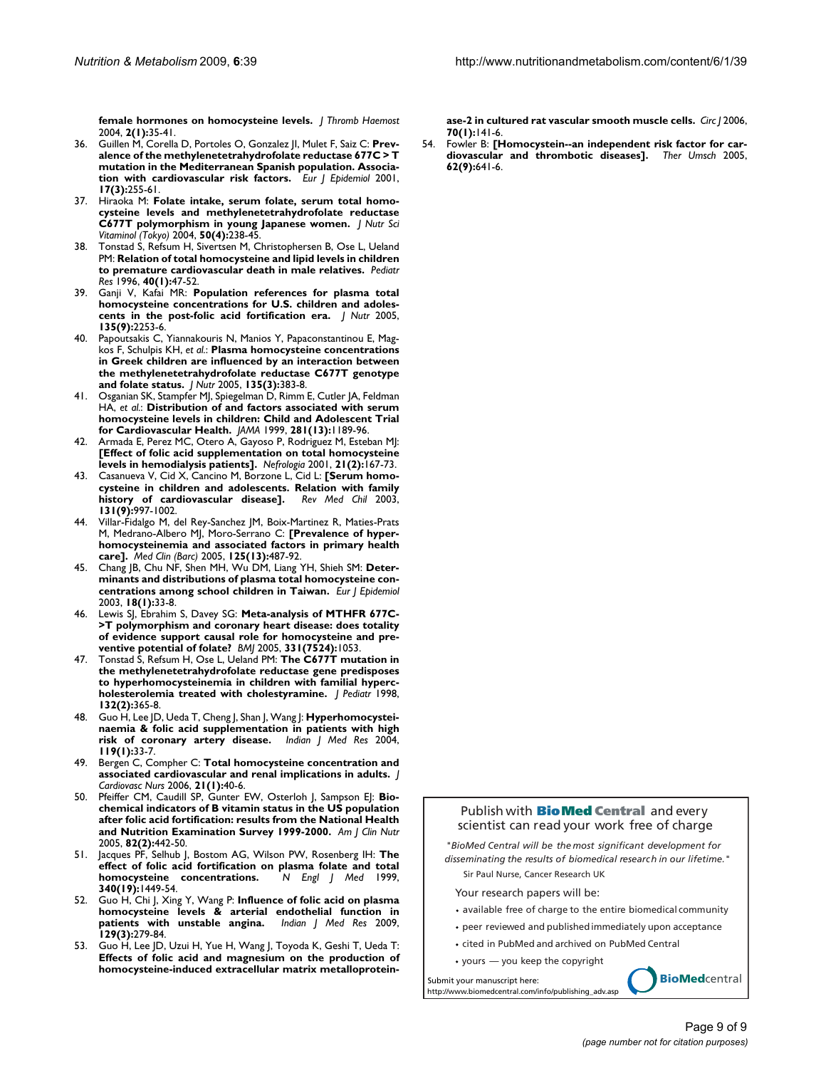female hormones on homocysteine levels. *J Thromb Haemost* 2004, **2(1):**35-41.

36. Guillen M, Corella D, Portoles O, Gonzalez JI, Mulet F, Saiz C: **Prevalence of the methylenetetrahydrofolate reductase 677C > T mutation in the Mediterranean Spanish population. Association with cardiovascular risk factors.** *Eur J Epidemiol* 2001, **17(3):**255-61.
37. Hiraoka M: **Folate intake, serum folate, serum total homocysteine levels and methylenetetrahydrofolate reductase C677T polymorphism in young Japanese women.** *J Nutr Sci Vitaminol (Tokyo)* 2004, **50(4):**238-45.
38. Tonstad S, Refsum H, Sivertsen M, Christophersen B, Ose L, Ueland PM: **Relation of total homocysteine and lipid levels in children to premature cardiovascular death in male relatives.** *Pediatr Res* 1996, **40(1):**47-52.
39. Ganji V, Kafai MR: **Population references for plasma total homocysteine concentrations for U.S. children and adolescents in the post-folic acid fortification era.** *J Nutr* 2005, **135(9):**2253-6.
40. Papoutsakis C, Yiannakouris N, Manios Y, Papaconstantinou E, Magkos F, Schulpis KH, *et al.*: **Plasma homocysteine concentrations in Greek children are influenced by an interaction between the methylenetetrahydrofolate reductase C677T genotype and folate status.** *J Nutr* 2005, **135(3):**383-8.
41. Osganian SK, Stampfer MJ, Spiegelman D, Rimm E, Cutler JA, Feldman HA, *et al.*: **Distribution of and factors associated with serum homocysteine levels in children: Child and Adolescent Trial for Cardiovascular Health.** *JAMA* 1999, **281(13):**1189-96.
42. Armada E, Perez MC, Otero A, Gayoso P, Rodriguez M, Esteban MJ: **[Effect of folic acid supplementation on total homocysteine levels in hemodialysis patients].** *Nefrologia* 2001, **21(2):**167-73.
43. Casanueva V, Cid X, Cancino M, Borzone L, Cid L: **[Serum homocysteine in children and adolescents. Relation with family history of cardiovascular disease].** *Rev Med Chil* 2003, **131(9):**997-1002.
44. Villar-Fidalgo M, del Rey-Sanchez JM, Boix-Martinez R, Maties-Prats M, Medrano-Albero MJ, Moro-Serrano C: **[Prevalence of hyperhomocysteinemia and associated factors in primary health care].** *Med Clin (Barc)* 2005, **125(13):**487-92.
45. Chang JB, Chu NF, Shen MH, Wu DM, Liang YH, Shieh SM: **Determinants and distributions of plasma total homocysteine concentrations among school children in Taiwan.** *Eur J Epidemiol* 2003, **18(1):**33-8.
46. Lewis SJ, Ebrahim S, Davey SG: **Meta-analysis of MTHFR 677C->T polymorphism and coronary heart disease: does totality of evidence support causal role for homocysteine and preventive potential of folate?** *BMJ* 2005, **331(7524):**1053.
47. Tonstad S, Refsum H, Ose L, Ueland PM: **The C677T mutation in the methylenetetrahydrofolate reductase gene predisposes to hyperhomocysteinemia in children with familial hypercholesterolemia treated with cholestyramine.** *J Pediatr* 1998, **132(2):**365-8.
48. Guo H, Lee JD, Ueda T, Cheng J, Shan J, Wang J: **Hyperhomocysteinaemia & folic acid supplementation in patients with high risk of coronary artery disease.** *Indian J Med Res* 2004, **119(1):**33-7.
49. Bergen C, Compher C: **Total homocysteine concentration and associated cardiovascular and renal implications in adults.** *J Cardiovasc Nurs* 2006, **21(1):**40-6.
50. Pfeiffer CM, Caudill SP, Gunter EW, Osterloh J, Sampson EJ: **Biochemical indicators of B vitamin status in the US population after folic acid fortification: results from the National Health and Nutrition Examination Survey 1999-2000.** *Am J Clin Nutr* 2005, **82(2):**442-50.
51. Jacques PF, Selhub J, Bostom AG, Wilson PW, Rosenberg IH: **The effect of folic acid fortification on plasma folate and total homocysteine concentrations.** *N Engl J Med* 1999, **340(19):**1449-54.
52. Guo H, Chi J, Xing Y, Wang P: **Influence of folic acid on plasma homocysteine levels & arterial endothelial function in patients with unstable angina.** *Indian J Med Res* 2009, **129(3):**279-84.
53. Guo H, Lee JD, Uzui H, Yue H, Wang J, Toyoda K, Geshi T, Ueda T: **Effects of folic acid and magnesium on the production of homocysteine-induced extracellular matrix metalloproteinase-2 in cultured rat vascular smooth muscle cells.** *Circ J* 2006, **70(1):**141-6.
54. Fowler B: **[Homocystein--an independent risk factor for cardiovascular and thrombotic diseases].** *Ther Umsch* 2005, **62(9):**641-6.

Publish with **BioMed Central** and every scientist can read your work free of charge

*"BioMed Central will be the most significant development for disseminating the results of biomedical research in our lifetime."*

Sir Paul Nurse, Cancer Research UK

Your research papers will be:

- available free of charge to the entire biomedical community
- peer reviewed and published immediately upon acceptance
- cited in PubMed and archived on PubMed Central
- yours — you keep the copyright

Submit your manuscript here:
http://www.biomedcentral.com/info/publishing_adv.asp

BioMedcentral